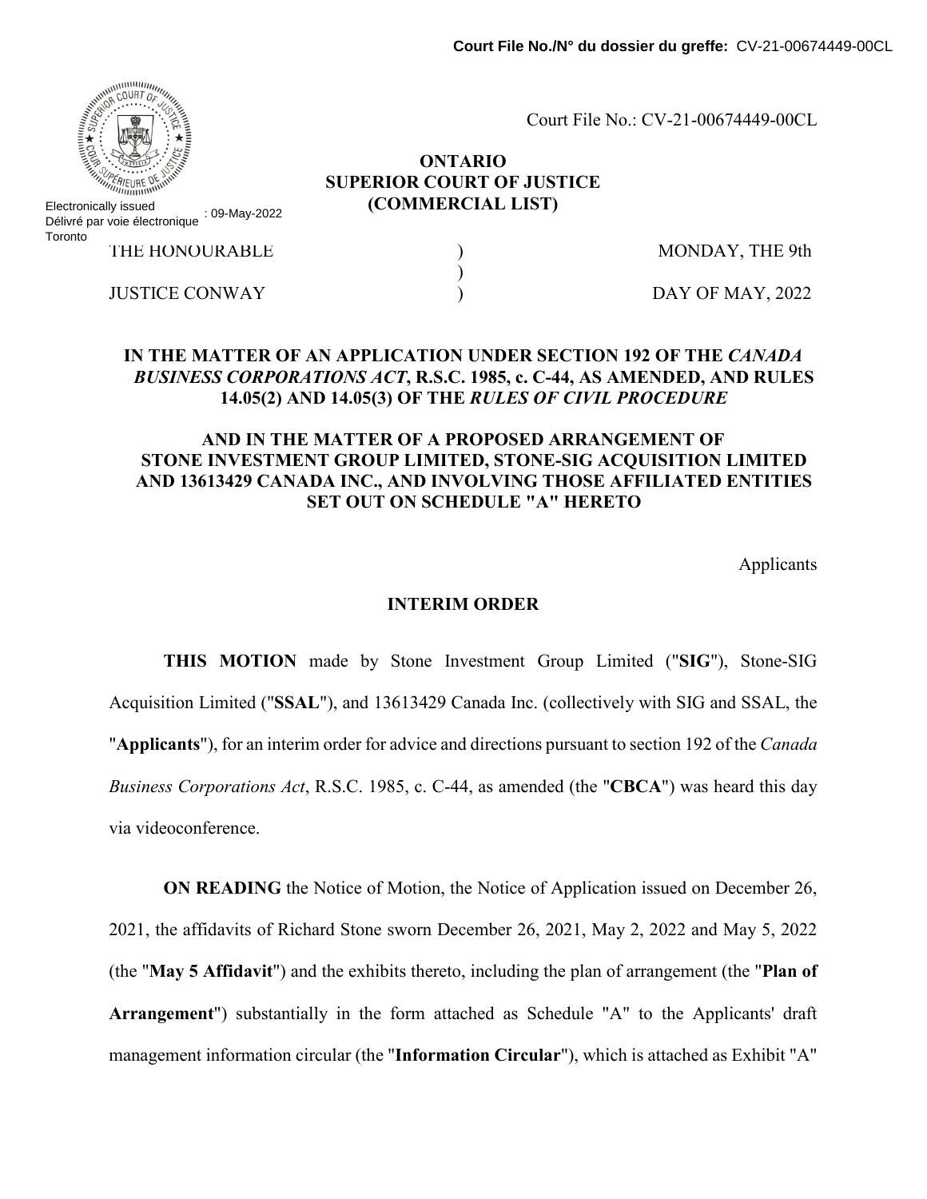Court File No./N° du dossier du greffe: CV-21-00674449-00CL

Electronically issued / Délivré par voie électronique : 09-May-2022 Toronto

Court File No.: CV-21-00674449-00CL

**ONTARIO**
**SUPERIOR COURT OF JUSTICE**
**(COMMERCIAL LIST)**

| | | |
|---|---|---|
| THE HONOURABLE | ) | MONDAY, THE 9th |
| | ) | |
| JUSTICE CONWAY | ) | DAY OF MAY, 2022 |

**IN THE MATTER OF AN APPLICATION UNDER SECTION 192 OF THE *CANADA BUSINESS CORPORATIONS ACT*, R.S.C. 1985, c. C-44, AS AMENDED, AND RULES 14.05(2) AND 14.05(3) OF THE *RULES OF CIVIL PROCEDURE***

**AND IN THE MATTER OF A PROPOSED ARRANGEMENT OF STONE INVESTMENT GROUP LIMITED, STONE-SIG ACQUISITION LIMITED AND 13613429 CANADA INC., AND INVOLVING THOSE AFFILIATED ENTITIES SET OUT ON SCHEDULE "A" HERETO**

Applicants

**INTERIM ORDER**

**THIS MOTION** made by Stone Investment Group Limited ("**SIG**"), Stone-SIG Acquisition Limited ("**SSAL**"), and 13613429 Canada Inc. (collectively with SIG and SSAL, the "**Applicants**"), for an interim order for advice and directions pursuant to section 192 of the *Canada Business Corporations Act*, R.S.C. 1985, c. C-44, as amended (the "**CBCA**") was heard this day via videoconference.

**ON READING** the Notice of Motion, the Notice of Application issued on December 26, 2021, the affidavits of Richard Stone sworn December 26, 2021, May 2, 2022 and May 5, 2022 (the "**May 5 Affidavit**") and the exhibits thereto, including the plan of arrangement (the "**Plan of Arrangement**") substantially in the form attached as Schedule "A" to the Applicants' draft management information circular (the "**Information Circular**"), which is attached as Exhibit "A"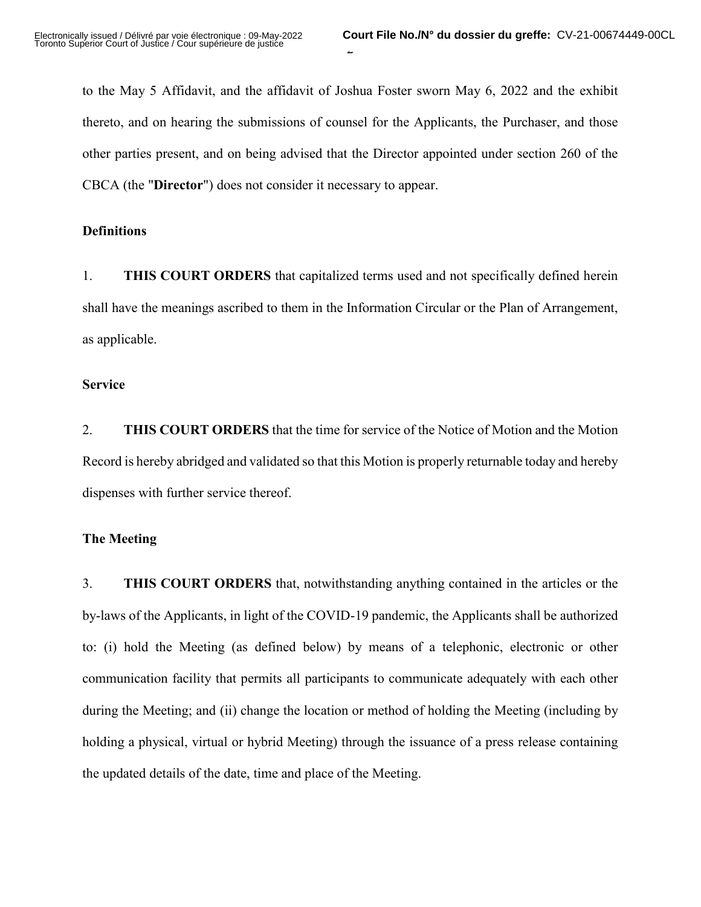to the May 5 Affidavit, and the affidavit of Joshua Foster sworn May 6, 2022 and the exhibit thereto, and on hearing the submissions of counsel for the Applicants, the Purchaser, and those other parties present, and on being advised that the Director appointed under section 260 of the CBCA (the "**Director**") does not consider it necessary to appear.

**Definitions**

1. **THIS COURT ORDERS** that capitalized terms used and not specifically defined herein shall have the meanings ascribed to them in the Information Circular or the Plan of Arrangement, as applicable.

**Service**

2. **THIS COURT ORDERS** that the time for service of the Notice of Motion and the Motion Record is hereby abridged and validated so that this Motion is properly returnable today and hereby dispenses with further service thereof.

**The Meeting**

3. **THIS COURT ORDERS** that, notwithstanding anything contained in the articles or the by-laws of the Applicants, in light of the COVID-19 pandemic, the Applicants shall be authorized to: (i) hold the Meeting (as defined below) by means of a telephonic, electronic or other communication facility that permits all participants to communicate adequately with each other during the Meeting; and (ii) change the location or method of holding the Meeting (including by holding a physical, virtual or hybrid Meeting) through the issuance of a press release containing the updated details of the date, time and place of the Meeting.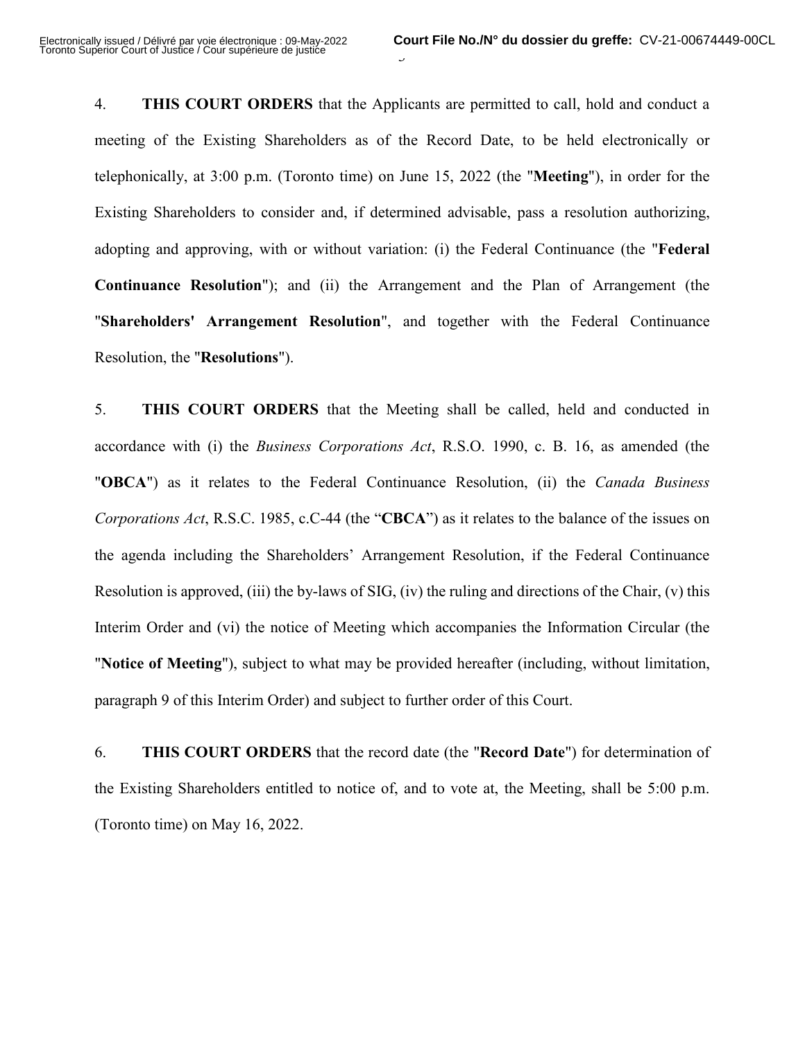4. **THIS COURT ORDERS** that the Applicants are permitted to call, hold and conduct a meeting of the Existing Shareholders as of the Record Date, to be held electronically or telephonically, at 3:00 p.m. (Toronto time) on June 15, 2022 (the "**Meeting**"), in order for the Existing Shareholders to consider and, if determined advisable, pass a resolution authorizing, adopting and approving, with or without variation: (i) the Federal Continuance (the "**Federal Continuance Resolution**"); and (ii) the Arrangement and the Plan of Arrangement (the "**Shareholders' Arrangement Resolution**", and together with the Federal Continuance Resolution, the "**Resolutions**").

5. **THIS COURT ORDERS** that the Meeting shall be called, held and conducted in accordance with (i) the *Business Corporations Act*, R.S.O. 1990, c. B. 16, as amended (the "**OBCA**") as it relates to the Federal Continuance Resolution, (ii) the *Canada Business Corporations Act*, R.S.C. 1985, c.C-44 (the "**CBCA**") as it relates to the balance of the issues on the agenda including the Shareholders' Arrangement Resolution, if the Federal Continuance Resolution is approved, (iii) the by-laws of SIG, (iv) the ruling and directions of the Chair, (v) this Interim Order and (vi) the notice of Meeting which accompanies the Information Circular (the "**Notice of Meeting**"), subject to what may be provided hereafter (including, without limitation, paragraph 9 of this Interim Order) and subject to further order of this Court.

6. **THIS COURT ORDERS** that the record date (the "**Record Date**") for determination of the Existing Shareholders entitled to notice of, and to vote at, the Meeting, shall be 5:00 p.m. (Toronto time) on May 16, 2022.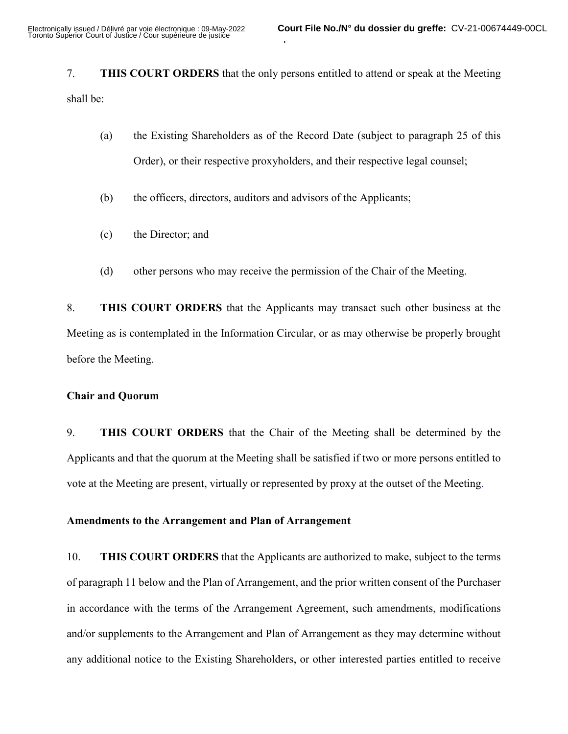7. **THIS COURT ORDERS** that the only persons entitled to attend or speak at the Meeting shall be:

(a) the Existing Shareholders as of the Record Date (subject to paragraph 25 of this Order), or their respective proxyholders, and their respective legal counsel;

(b) the officers, directors, auditors and advisors of the Applicants;

(c) the Director; and

(d) other persons who may receive the permission of the Chair of the Meeting.

8. **THIS COURT ORDERS** that the Applicants may transact such other business at the Meeting as is contemplated in the Information Circular, or as may otherwise be properly brought before the Meeting.

**Chair and Quorum**

9. **THIS COURT ORDERS** that the Chair of the Meeting shall be determined by the Applicants and that the quorum at the Meeting shall be satisfied if two or more persons entitled to vote at the Meeting are present, virtually or represented by proxy at the outset of the Meeting.

**Amendments to the Arrangement and Plan of Arrangement**

10. **THIS COURT ORDERS** that the Applicants are authorized to make, subject to the terms of paragraph 11 below and the Plan of Arrangement, and the prior written consent of the Purchaser in accordance with the terms of the Arrangement Agreement, such amendments, modifications and/or supplements to the Arrangement and Plan of Arrangement as they may determine without any additional notice to the Existing Shareholders, or other interested parties entitled to receive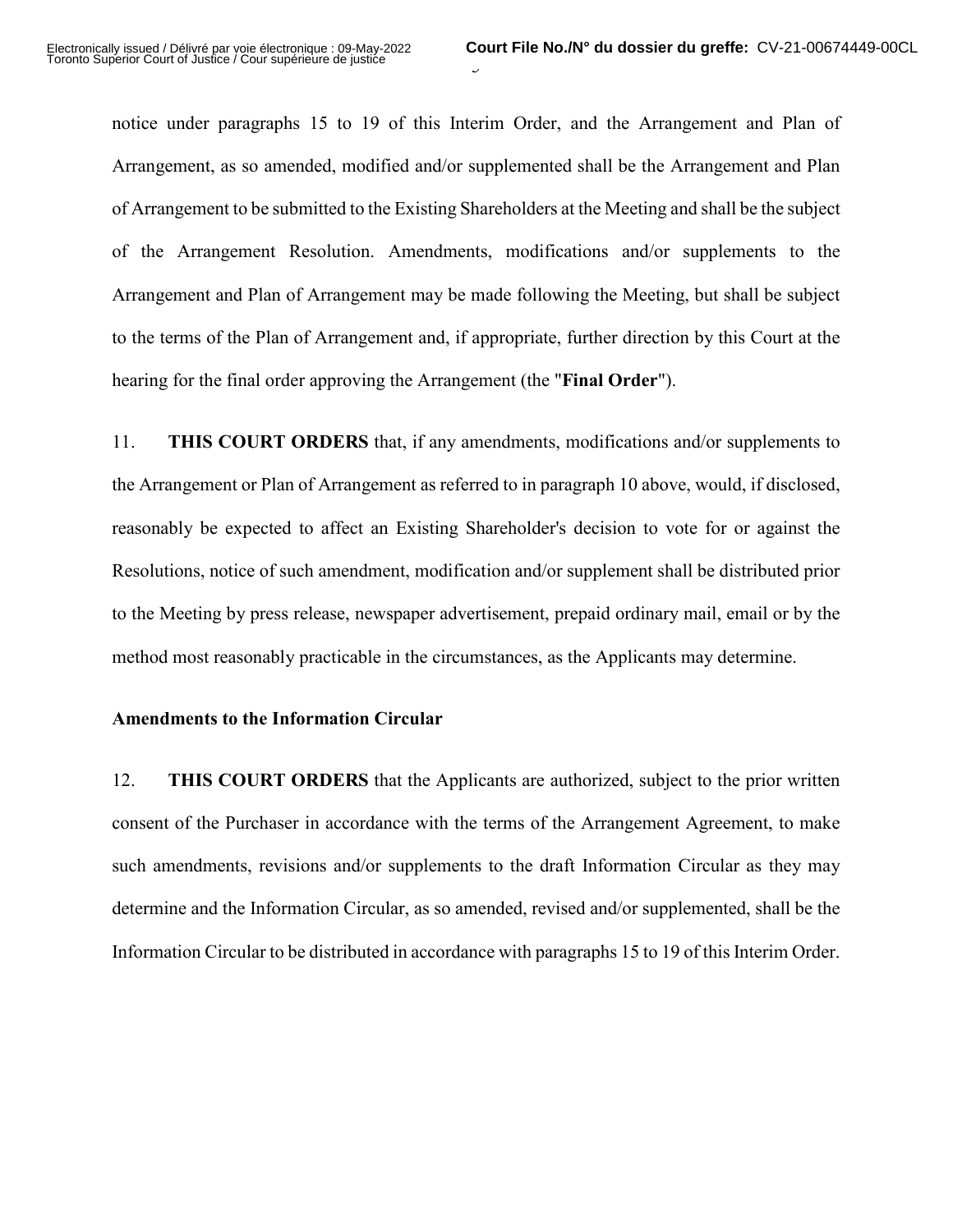notice under paragraphs 15 to 19 of this Interim Order, and the Arrangement and Plan of Arrangement, as so amended, modified and/or supplemented shall be the Arrangement and Plan of Arrangement to be submitted to the Existing Shareholders at the Meeting and shall be the subject of the Arrangement Resolution. Amendments, modifications and/or supplements to the Arrangement and Plan of Arrangement may be made following the Meeting, but shall be subject to the terms of the Plan of Arrangement and, if appropriate, further direction by this Court at the hearing for the final order approving the Arrangement (the "**Final Order**").

11. **THIS COURT ORDERS** that, if any amendments, modifications and/or supplements to the Arrangement or Plan of Arrangement as referred to in paragraph 10 above, would, if disclosed, reasonably be expected to affect an Existing Shareholder's decision to vote for or against the Resolutions, notice of such amendment, modification and/or supplement shall be distributed prior to the Meeting by press release, newspaper advertisement, prepaid ordinary mail, email or by the method most reasonably practicable in the circumstances, as the Applicants may determine.

**Amendments to the Information Circular**

12. **THIS COURT ORDERS** that the Applicants are authorized, subject to the prior written consent of the Purchaser in accordance with the terms of the Arrangement Agreement, to make such amendments, revisions and/or supplements to the draft Information Circular as they may determine and the Information Circular, as so amended, revised and/or supplemented, shall be the Information Circular to be distributed in accordance with paragraphs 15 to 19 of this Interim Order.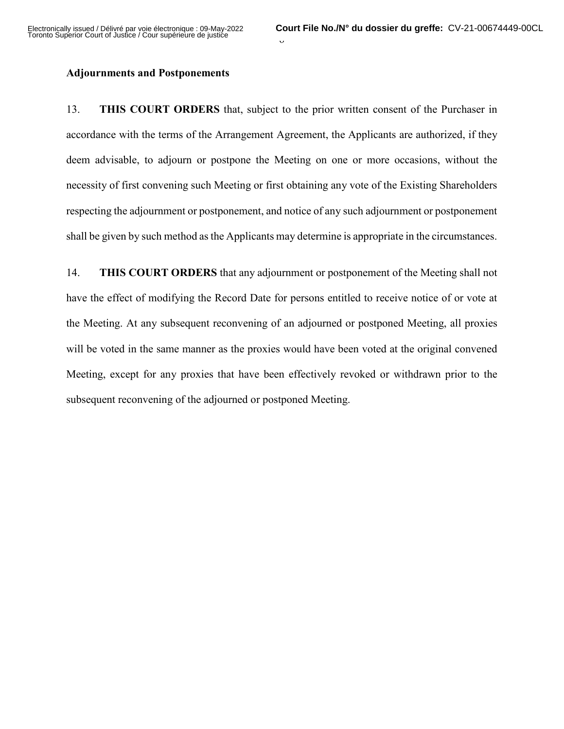**Adjournments and Postponements**

13. **THIS COURT ORDERS** that, subject to the prior written consent of the Purchaser in accordance with the terms of the Arrangement Agreement, the Applicants are authorized, if they deem advisable, to adjourn or postpone the Meeting on one or more occasions, without the necessity of first convening such Meeting or first obtaining any vote of the Existing Shareholders respecting the adjournment or postponement, and notice of any such adjournment or postponement shall be given by such method as the Applicants may determine is appropriate in the circumstances.

14. **THIS COURT ORDERS** that any adjournment or postponement of the Meeting shall not have the effect of modifying the Record Date for persons entitled to receive notice of or vote at the Meeting. At any subsequent reconvening of an adjourned or postponed Meeting, all proxies will be voted in the same manner as the proxies would have been voted at the original convened Meeting, except for any proxies that have been effectively revoked or withdrawn prior to the subsequent reconvening of the adjourned or postponed Meeting.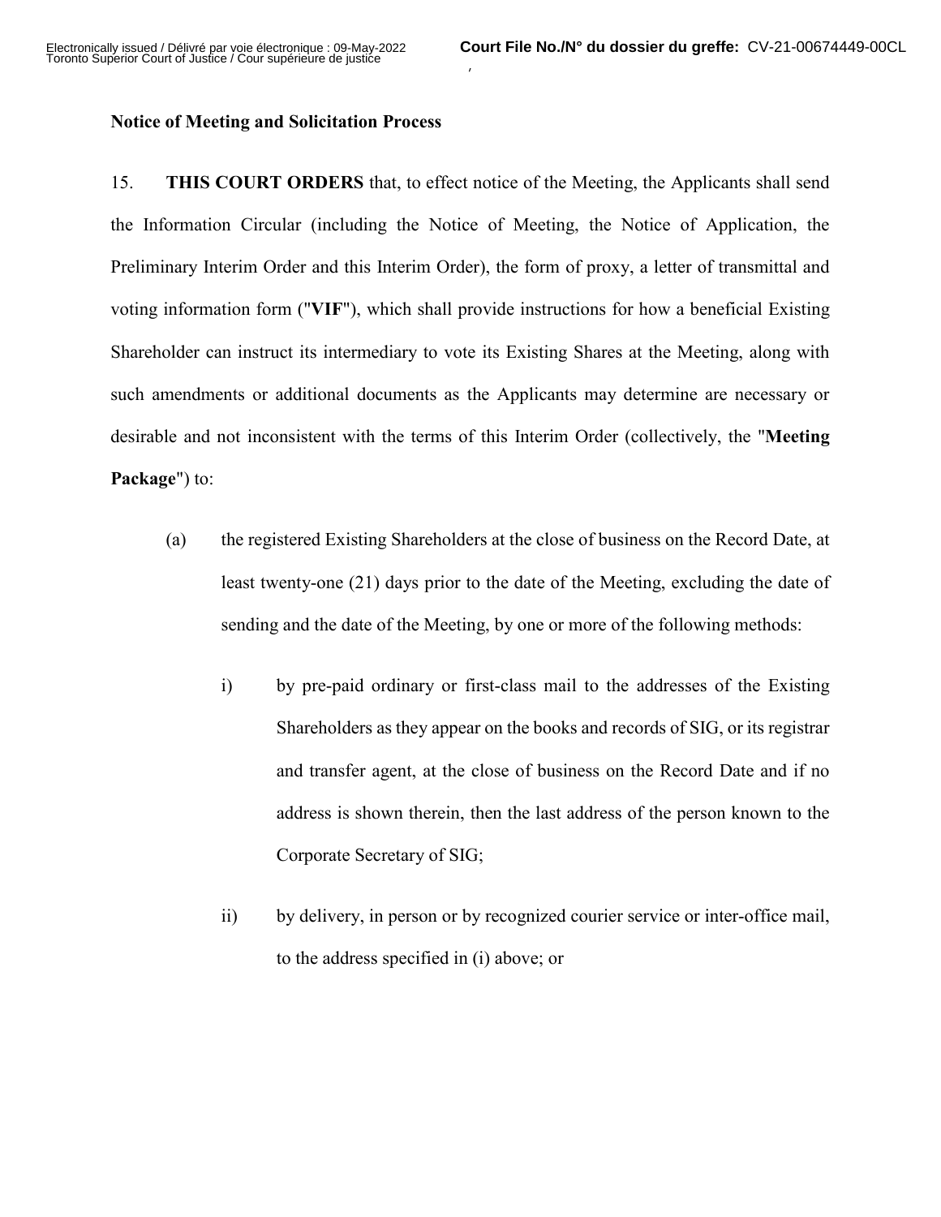**Notice of Meeting and Solicitation Process**

15. **THIS COURT ORDERS** that, to effect notice of the Meeting, the Applicants shall send the Information Circular (including the Notice of Meeting, the Notice of Application, the Preliminary Interim Order and this Interim Order), the form of proxy, a letter of transmittal and voting information form ("**VIF**"), which shall provide instructions for how a beneficial Existing Shareholder can instruct its intermediary to vote its Existing Shares at the Meeting, along with such amendments or additional documents as the Applicants may determine are necessary or desirable and not inconsistent with the terms of this Interim Order (collectively, the "**Meeting Package**") to:

(a) the registered Existing Shareholders at the close of business on the Record Date, at least twenty-one (21) days prior to the date of the Meeting, excluding the date of sending and the date of the Meeting, by one or more of the following methods:

i) by pre-paid ordinary or first-class mail to the addresses of the Existing Shareholders as they appear on the books and records of SIG, or its registrar and transfer agent, at the close of business on the Record Date and if no address is shown therein, then the last address of the person known to the Corporate Secretary of SIG;

ii) by delivery, in person or by recognized courier service or inter-office mail, to the address specified in (i) above; or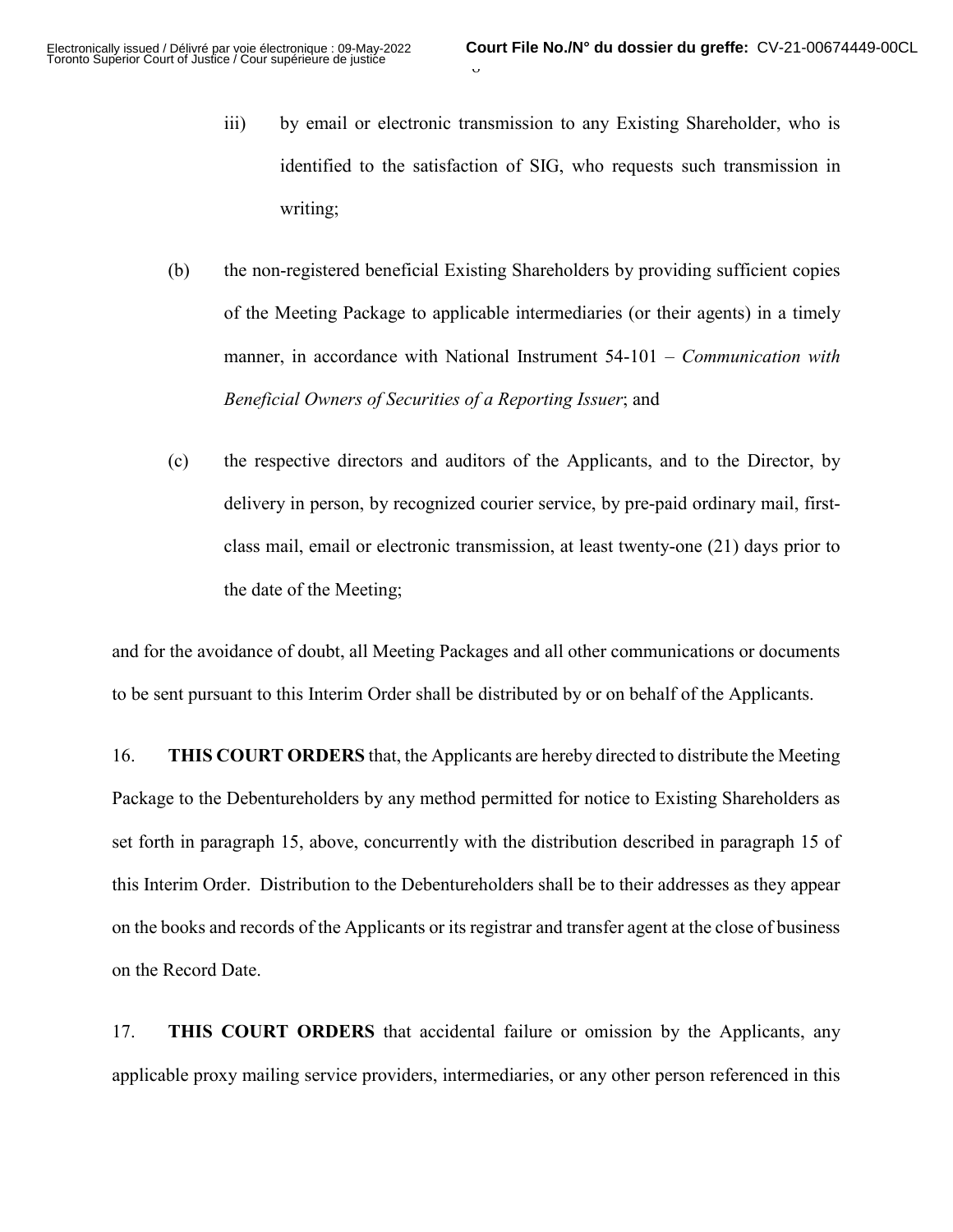iii) by email or electronic transmission to any Existing Shareholder, who is identified to the satisfaction of SIG, who requests such transmission in writing;

(b) the non-registered beneficial Existing Shareholders by providing sufficient copies of the Meeting Package to applicable intermediaries (or their agents) in a timely manner, in accordance with National Instrument 54-101 – *Communication with Beneficial Owners of Securities of a Reporting Issuer*; and

(c) the respective directors and auditors of the Applicants, and to the Director, by delivery in person, by recognized courier service, by pre-paid ordinary mail, first-class mail, email or electronic transmission, at least twenty-one (21) days prior to the date of the Meeting;

and for the avoidance of doubt, all Meeting Packages and all other communications or documents to be sent pursuant to this Interim Order shall be distributed by or on behalf of the Applicants.

16. **THIS COURT ORDERS** that, the Applicants are hereby directed to distribute the Meeting Package to the Debentureholders by any method permitted for notice to Existing Shareholders as set forth in paragraph 15, above, concurrently with the distribution described in paragraph 15 of this Interim Order. Distribution to the Debentureholders shall be to their addresses as they appear on the books and records of the Applicants or its registrar and transfer agent at the close of business on the Record Date.

17. **THIS COURT ORDERS** that accidental failure or omission by the Applicants, any applicable proxy mailing service providers, intermediaries, or any other person referenced in this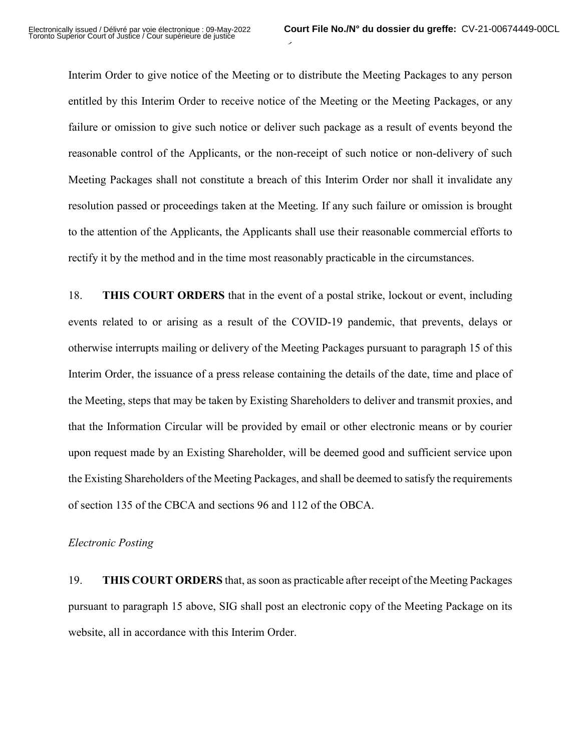Interim Order to give notice of the Meeting or to distribute the Meeting Packages to any person entitled by this Interim Order to receive notice of the Meeting or the Meeting Packages, or any failure or omission to give such notice or deliver such package as a result of events beyond the reasonable control of the Applicants, or the non-receipt of such notice or non-delivery of such Meeting Packages shall not constitute a breach of this Interim Order nor shall it invalidate any resolution passed or proceedings taken at the Meeting. If any such failure or omission is brought to the attention of the Applicants, the Applicants shall use their reasonable commercial efforts to rectify it by the method and in the time most reasonably practicable in the circumstances.

18. **THIS COURT ORDERS** that in the event of a postal strike, lockout or event, including events related to or arising as a result of the COVID-19 pandemic, that prevents, delays or otherwise interrupts mailing or delivery of the Meeting Packages pursuant to paragraph 15 of this Interim Order, the issuance of a press release containing the details of the date, time and place of the Meeting, steps that may be taken by Existing Shareholders to deliver and transmit proxies, and that the Information Circular will be provided by email or other electronic means or by courier upon request made by an Existing Shareholder, will be deemed good and sufficient service upon the Existing Shareholders of the Meeting Packages, and shall be deemed to satisfy the requirements of section 135 of the CBCA and sections 96 and 112 of the OBCA.

*Electronic Posting*

19. **THIS COURT ORDERS** that, as soon as practicable after receipt of the Meeting Packages pursuant to paragraph 15 above, SIG shall post an electronic copy of the Meeting Package on its website, all in accordance with this Interim Order.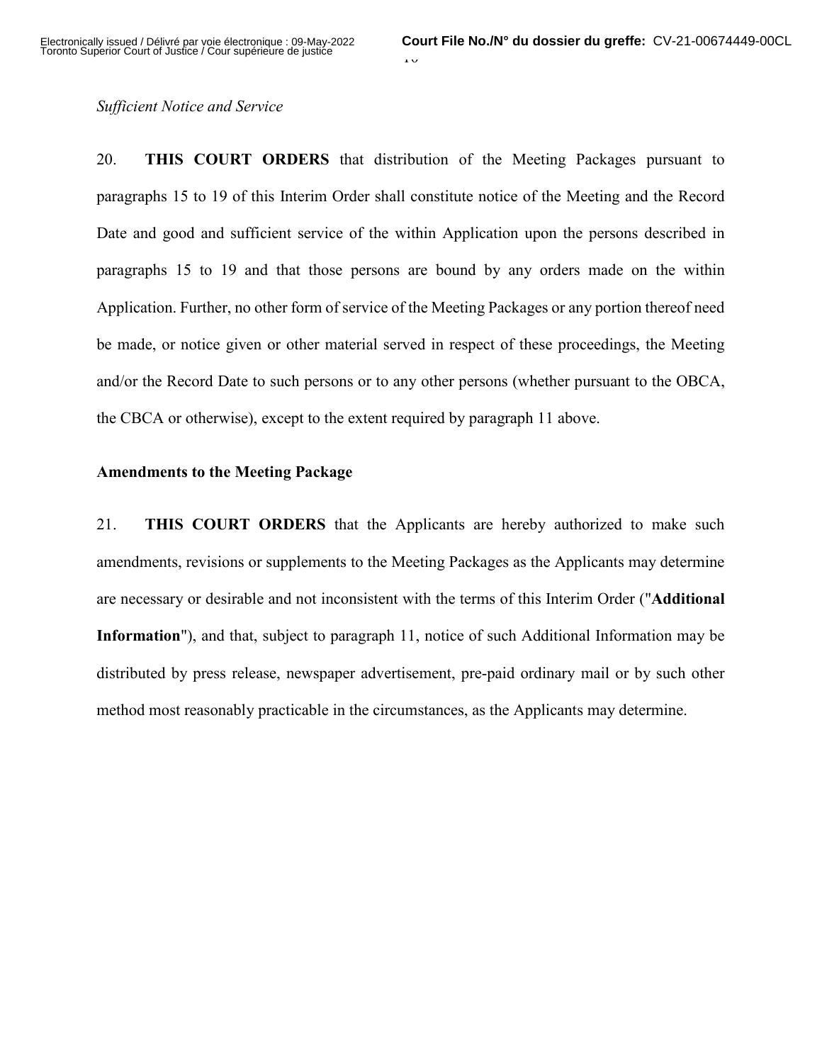*Sufficient Notice and Service*

20. **THIS COURT ORDERS** that distribution of the Meeting Packages pursuant to paragraphs 15 to 19 of this Interim Order shall constitute notice of the Meeting and the Record Date and good and sufficient service of the within Application upon the persons described in paragraphs 15 to 19 and that those persons are bound by any orders made on the within Application. Further, no other form of service of the Meeting Packages or any portion thereof need be made, or notice given or other material served in respect of these proceedings, the Meeting and/or the Record Date to such persons or to any other persons (whether pursuant to the OBCA, the CBCA or otherwise), except to the extent required by paragraph 11 above.

**Amendments to the Meeting Package**

21. **THIS COURT ORDERS** that the Applicants are hereby authorized to make such amendments, revisions or supplements to the Meeting Packages as the Applicants may determine are necessary or desirable and not inconsistent with the terms of this Interim Order ("**Additional Information**"), and that, subject to paragraph 11, notice of such Additional Information may be distributed by press release, newspaper advertisement, pre-paid ordinary mail or by such other method most reasonably practicable in the circumstances, as the Applicants may determine.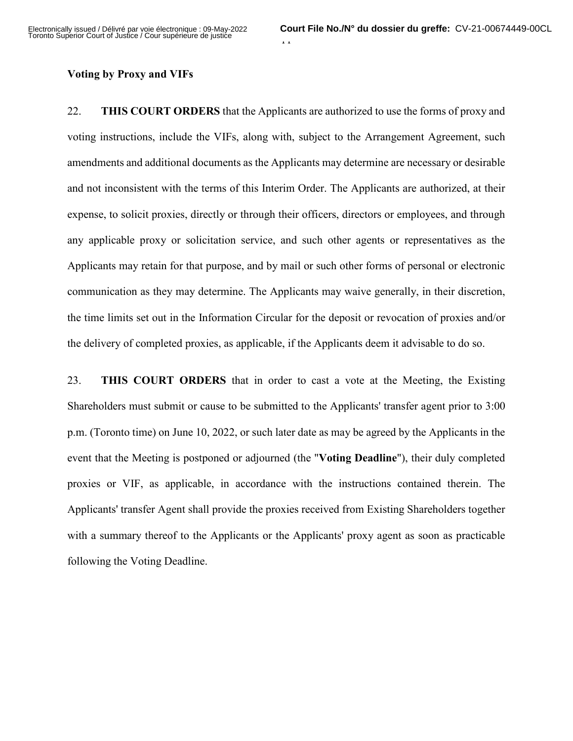**Voting by Proxy and VIFs**

22. **THIS COURT ORDERS** that the Applicants are authorized to use the forms of proxy and voting instructions, include the VIFs, along with, subject to the Arrangement Agreement, such amendments and additional documents as the Applicants may determine are necessary or desirable and not inconsistent with the terms of this Interim Order. The Applicants are authorized, at their expense, to solicit proxies, directly or through their officers, directors or employees, and through any applicable proxy or solicitation service, and such other agents or representatives as the Applicants may retain for that purpose, and by mail or such other forms of personal or electronic communication as they may determine. The Applicants may waive generally, in their discretion, the time limits set out in the Information Circular for the deposit or revocation of proxies and/or the delivery of completed proxies, as applicable, if the Applicants deem it advisable to do so.

23. **THIS COURT ORDERS** that in order to cast a vote at the Meeting, the Existing Shareholders must submit or cause to be submitted to the Applicants' transfer agent prior to 3:00 p.m. (Toronto time) on June 10, 2022, or such later date as may be agreed by the Applicants in the event that the Meeting is postponed or adjourned (the "**Voting Deadline**"), their duly completed proxies or VIF, as applicable, in accordance with the instructions contained therein. The Applicants' transfer Agent shall provide the proxies received from Existing Shareholders together with a summary thereof to the Applicants or the Applicants' proxy agent as soon as practicable following the Voting Deadline.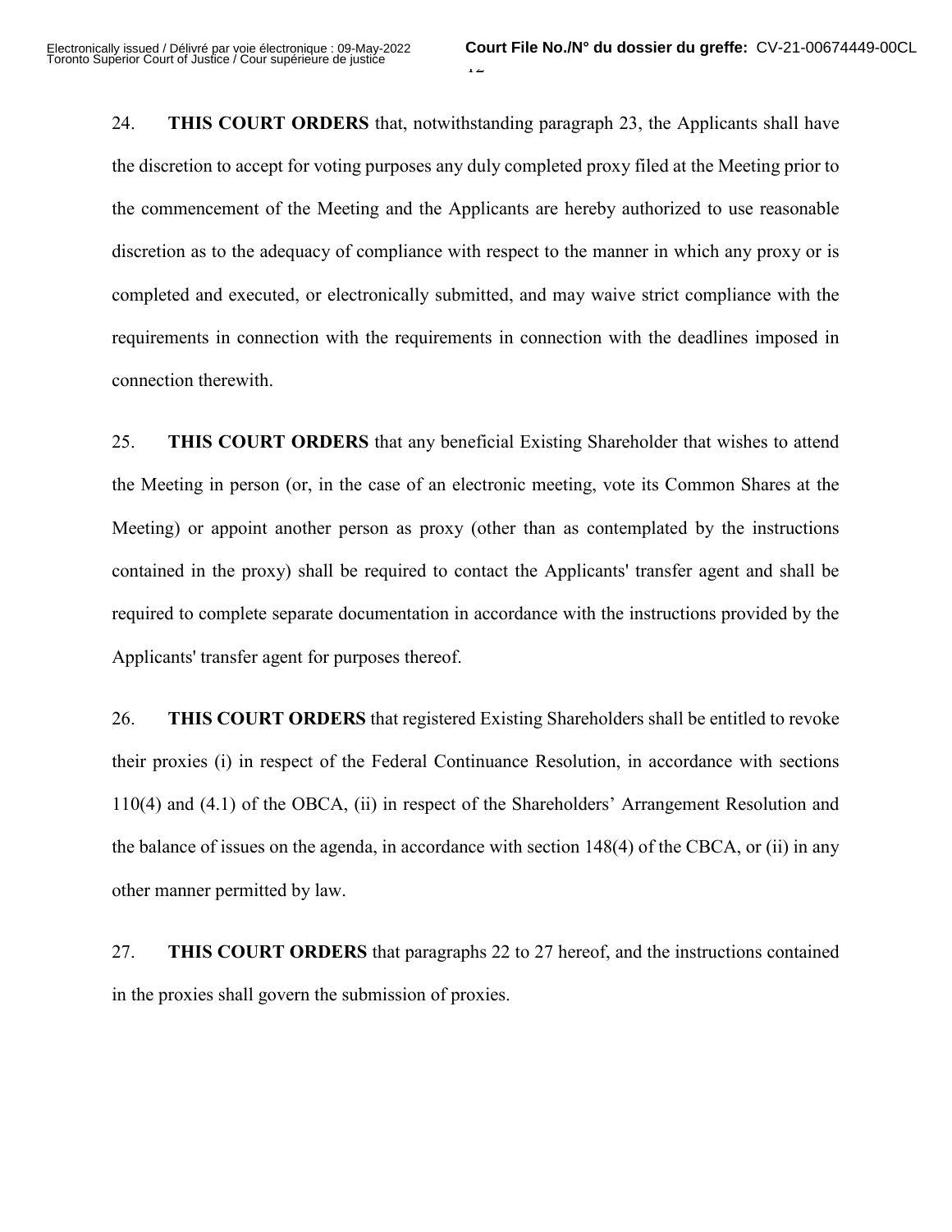24. **THIS COURT ORDERS** that, notwithstanding paragraph 23, the Applicants shall have the discretion to accept for voting purposes any duly completed proxy filed at the Meeting prior to the commencement of the Meeting and the Applicants are hereby authorized to use reasonable discretion as to the adequacy of compliance with respect to the manner in which any proxy or is completed and executed, or electronically submitted, and may waive strict compliance with the requirements in connection with the requirements in connection with the deadlines imposed in connection therewith.

25. **THIS COURT ORDERS** that any beneficial Existing Shareholder that wishes to attend the Meeting in person (or, in the case of an electronic meeting, vote its Common Shares at the Meeting) or appoint another person as proxy (other than as contemplated by the instructions contained in the proxy) shall be required to contact the Applicants' transfer agent and shall be required to complete separate documentation in accordance with the instructions provided by the Applicants' transfer agent for purposes thereof.

26. **THIS COURT ORDERS** that registered Existing Shareholders shall be entitled to revoke their proxies (i) in respect of the Federal Continuance Resolution, in accordance with sections 110(4) and (4.1) of the OBCA, (ii) in respect of the Shareholders' Arrangement Resolution and the balance of issues on the agenda, in accordance with section 148(4) of the CBCA, or (ii) in any other manner permitted by law.

27. **THIS COURT ORDERS** that paragraphs 22 to 27 hereof, and the instructions contained in the proxies shall govern the submission of proxies.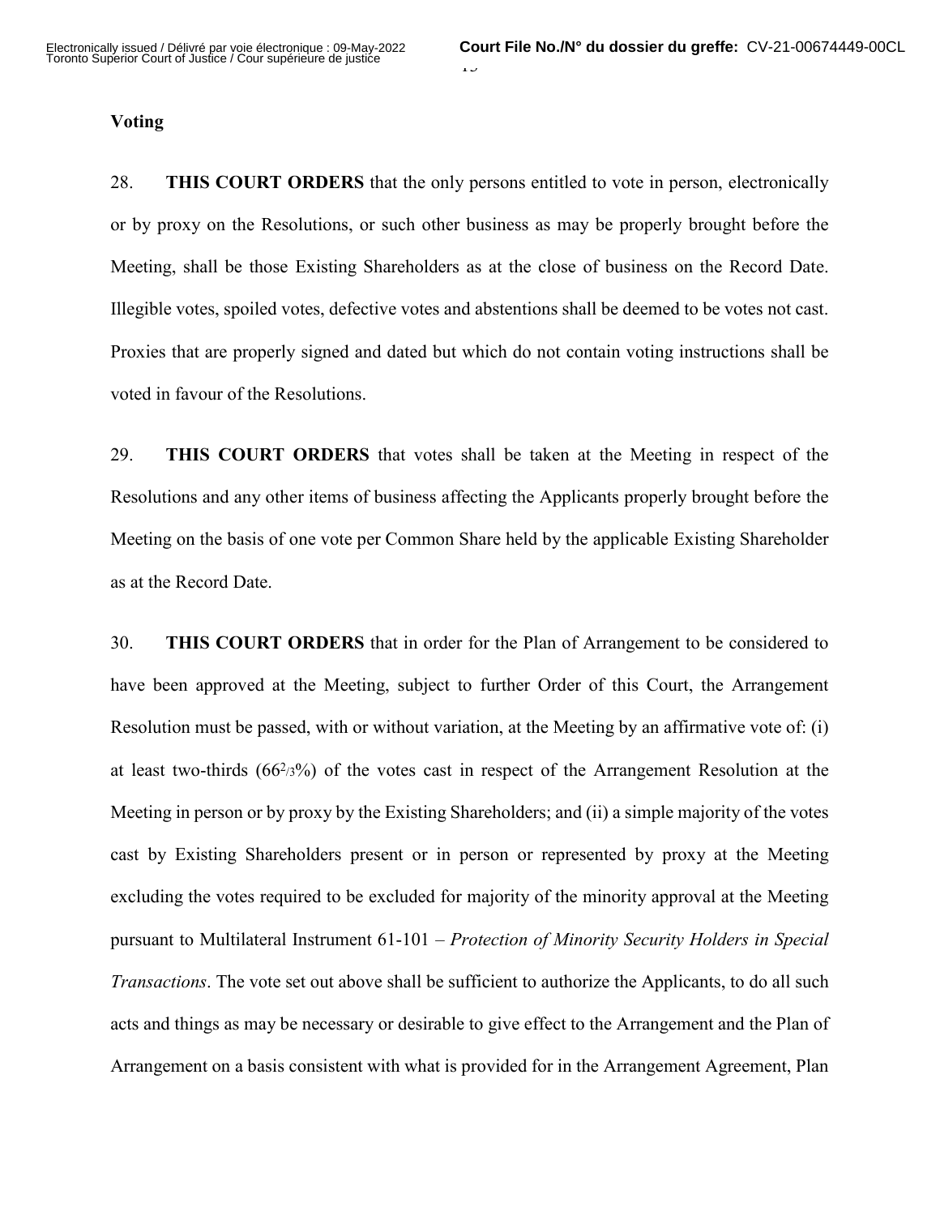**Voting**

28. **THIS COURT ORDERS** that the only persons entitled to vote in person, electronically or by proxy on the Resolutions, or such other business as may be properly brought before the Meeting, shall be those Existing Shareholders as at the close of business on the Record Date. Illegible votes, spoiled votes, defective votes and abstentions shall be deemed to be votes not cast. Proxies that are properly signed and dated but which do not contain voting instructions shall be voted in favour of the Resolutions.

29. **THIS COURT ORDERS** that votes shall be taken at the Meeting in respect of the Resolutions and any other items of business affecting the Applicants properly brought before the Meeting on the basis of one vote per Common Share held by the applicable Existing Shareholder as at the Record Date.

30. **THIS COURT ORDERS** that in order for the Plan of Arrangement to be considered to have been approved at the Meeting, subject to further Order of this Court, the Arrangement Resolution must be passed, with or without variation, at the Meeting by an affirmative vote of: (i) at least two-thirds (66⅔%) of the votes cast in respect of the Arrangement Resolution at the Meeting in person or by proxy by the Existing Shareholders; and (ii) a simple majority of the votes cast by Existing Shareholders present or in person or represented by proxy at the Meeting excluding the votes required to be excluded for majority of the minority approval at the Meeting pursuant to Multilateral Instrument 61-101 – *Protection of Minority Security Holders in Special Transactions*. The vote set out above shall be sufficient to authorize the Applicants, to do all such acts and things as may be necessary or desirable to give effect to the Arrangement and the Plan of Arrangement on a basis consistent with what is provided for in the Arrangement Agreement, Plan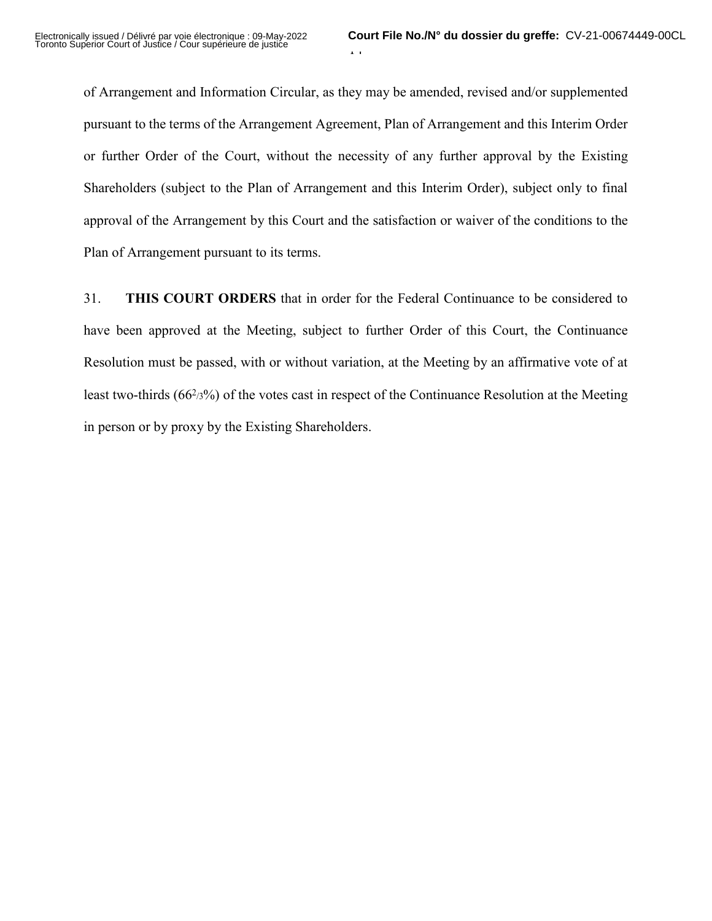of Arrangement and Information Circular, as they may be amended, revised and/or supplemented pursuant to the terms of the Arrangement Agreement, Plan of Arrangement and this Interim Order or further Order of the Court, without the necessity of any further approval by the Existing Shareholders (subject to the Plan of Arrangement and this Interim Order), subject only to final approval of the Arrangement by this Court and the satisfaction or waiver of the conditions to the Plan of Arrangement pursuant to its terms.

31. **THIS COURT ORDERS** that in order for the Federal Continuance to be considered to have been approved at the Meeting, subject to further Order of this Court, the Continuance Resolution must be passed, with or without variation, at the Meeting by an affirmative vote of at least two-thirds ($66^{2/3}$%) of the votes cast in respect of the Continuance Resolution at the Meeting in person or by proxy by the Existing Shareholders.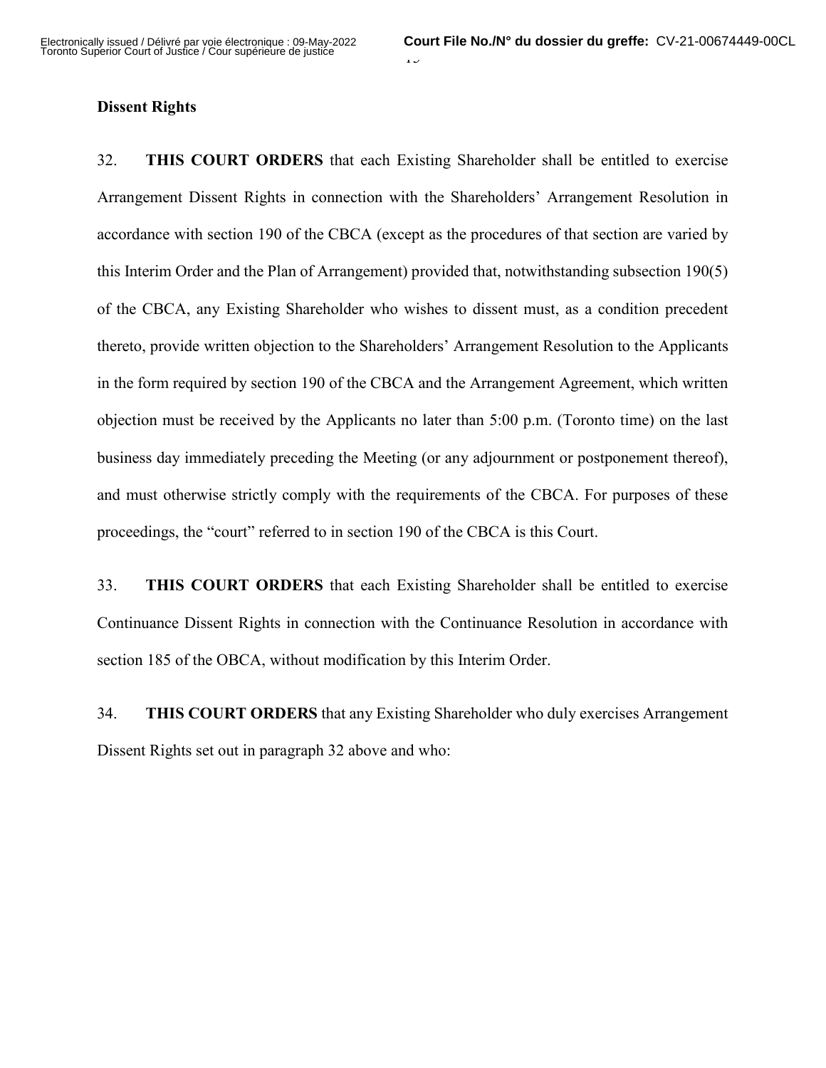## Dissent Rights

32. **THIS COURT ORDERS** that each Existing Shareholder shall be entitled to exercise Arrangement Dissent Rights in connection with the Shareholders' Arrangement Resolution in accordance with section 190 of the CBCA (except as the procedures of that section are varied by this Interim Order and the Plan of Arrangement) provided that, notwithstanding subsection 190(5) of the CBCA, any Existing Shareholder who wishes to dissent must, as a condition precedent thereto, provide written objection to the Shareholders' Arrangement Resolution to the Applicants in the form required by section 190 of the CBCA and the Arrangement Agreement, which written objection must be received by the Applicants no later than 5:00 p.m. (Toronto time) on the last business day immediately preceding the Meeting (or any adjournment or postponement thereof), and must otherwise strictly comply with the requirements of the CBCA. For purposes of these proceedings, the "court" referred to in section 190 of the CBCA is this Court.

33. **THIS COURT ORDERS** that each Existing Shareholder shall be entitled to exercise Continuance Dissent Rights in connection with the Continuance Resolution in accordance with section 185 of the OBCA, without modification by this Interim Order.

34. **THIS COURT ORDERS** that any Existing Shareholder who duly exercises Arrangement Dissent Rights set out in paragraph 32 above and who: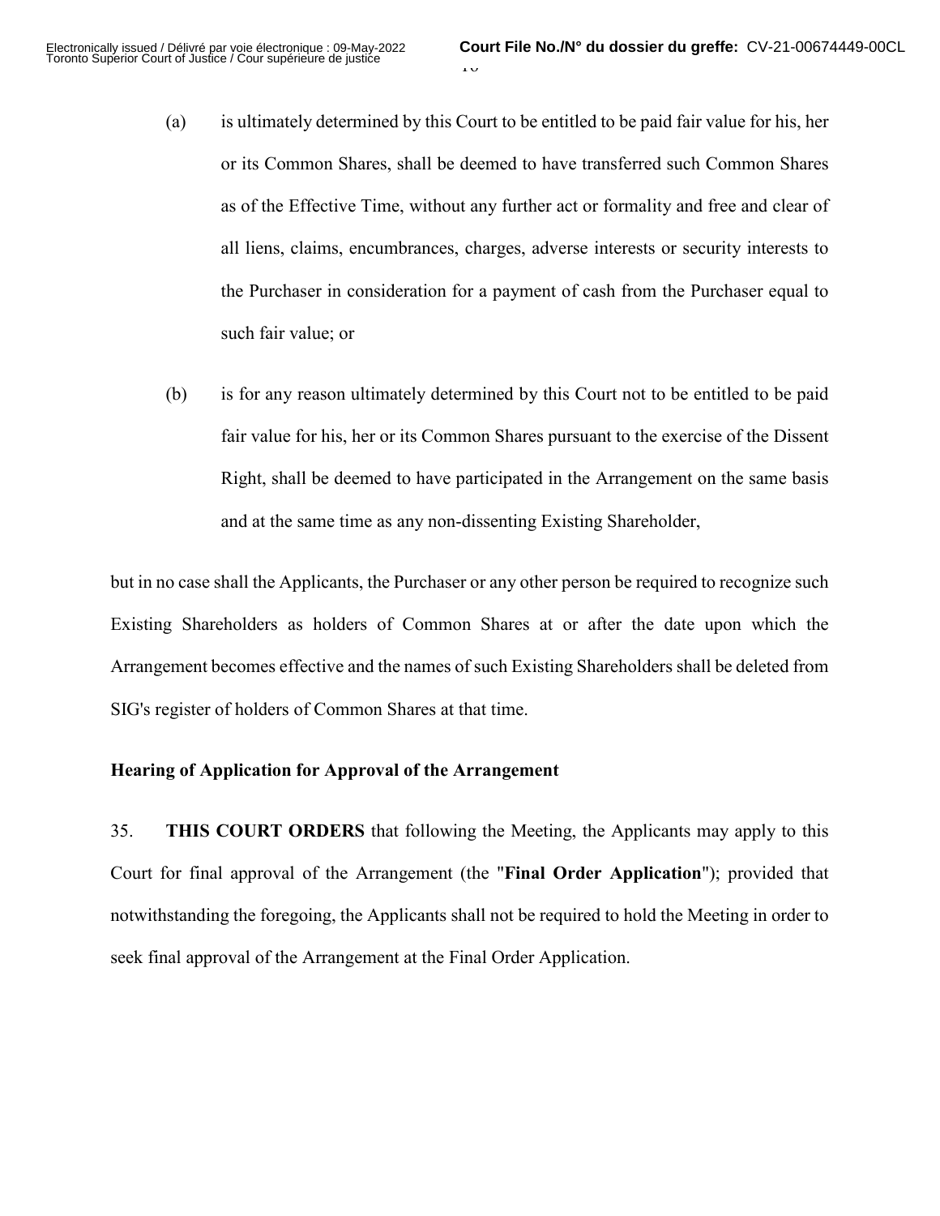(a) is ultimately determined by this Court to be entitled to be paid fair value for his, her or its Common Shares, shall be deemed to have transferred such Common Shares as of the Effective Time, without any further act or formality and free and clear of all liens, claims, encumbrances, charges, adverse interests or security interests to the Purchaser in consideration for a payment of cash from the Purchaser equal to such fair value; or

(b) is for any reason ultimately determined by this Court not to be entitled to be paid fair value for his, her or its Common Shares pursuant to the exercise of the Dissent Right, shall be deemed to have participated in the Arrangement on the same basis and at the same time as any non-dissenting Existing Shareholder,

but in no case shall the Applicants, the Purchaser or any other person be required to recognize such Existing Shareholders as holders of Common Shares at or after the date upon which the Arrangement becomes effective and the names of such Existing Shareholders shall be deleted from SIG's register of holders of Common Shares at that time.

**Hearing of Application for Approval of the Arrangement**

35. **THIS COURT ORDERS** that following the Meeting, the Applicants may apply to this Court for final approval of the Arrangement (the "**Final Order Application**"); provided that notwithstanding the foregoing, the Applicants shall not be required to hold the Meeting in order to seek final approval of the Arrangement at the Final Order Application.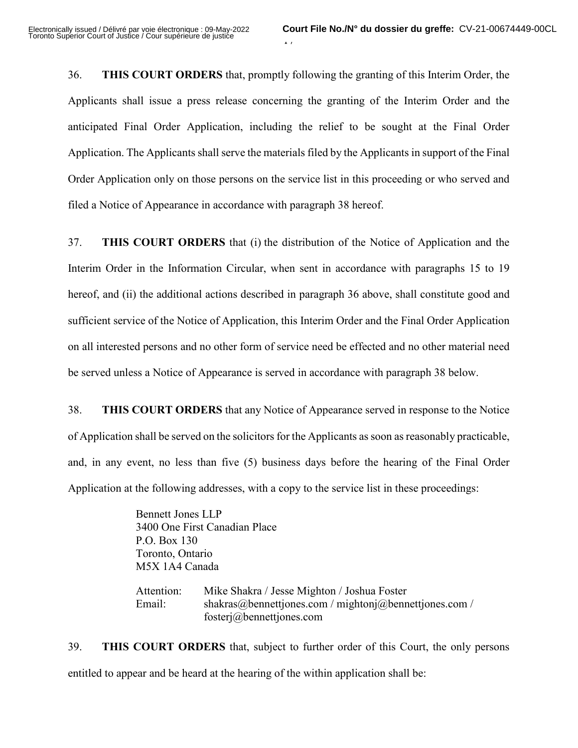36. **THIS COURT ORDERS** that, promptly following the granting of this Interim Order, the Applicants shall issue a press release concerning the granting of the Interim Order and the anticipated Final Order Application, including the relief to be sought at the Final Order Application. The Applicants shall serve the materials filed by the Applicants in support of the Final Order Application only on those persons on the service list in this proceeding or who served and filed a Notice of Appearance in accordance with paragraph 38 hereof.

37. **THIS COURT ORDERS** that (i) the distribution of the Notice of Application and the Interim Order in the Information Circular, when sent in accordance with paragraphs 15 to 19 hereof, and (ii) the additional actions described in paragraph 36 above, shall constitute good and sufficient service of the Notice of Application, this Interim Order and the Final Order Application on all interested persons and no other form of service need be effected and no other material need be served unless a Notice of Appearance is served in accordance with paragraph 38 below.

38. **THIS COURT ORDERS** that any Notice of Appearance served in response to the Notice of Application shall be served on the solicitors for the Applicants as soon as reasonably practicable, and, in any event, no less than five (5) business days before the hearing of the Final Order Application at the following addresses, with a copy to the service list in these proceedings:

> Bennett Jones LLP
> 3400 One First Canadian Place
> P.O. Box 130
> Toronto, Ontario
> M5X 1A4 Canada
>
> Attention: Mike Shakra / Jesse Mighton / Joshua Foster
> Email: shakras@bennettjones.com / mightonj@bennettjones.com / fosterj@bennettjones.com

39. **THIS COURT ORDERS** that, subject to further order of this Court, the only persons entitled to appear and be heard at the hearing of the within application shall be: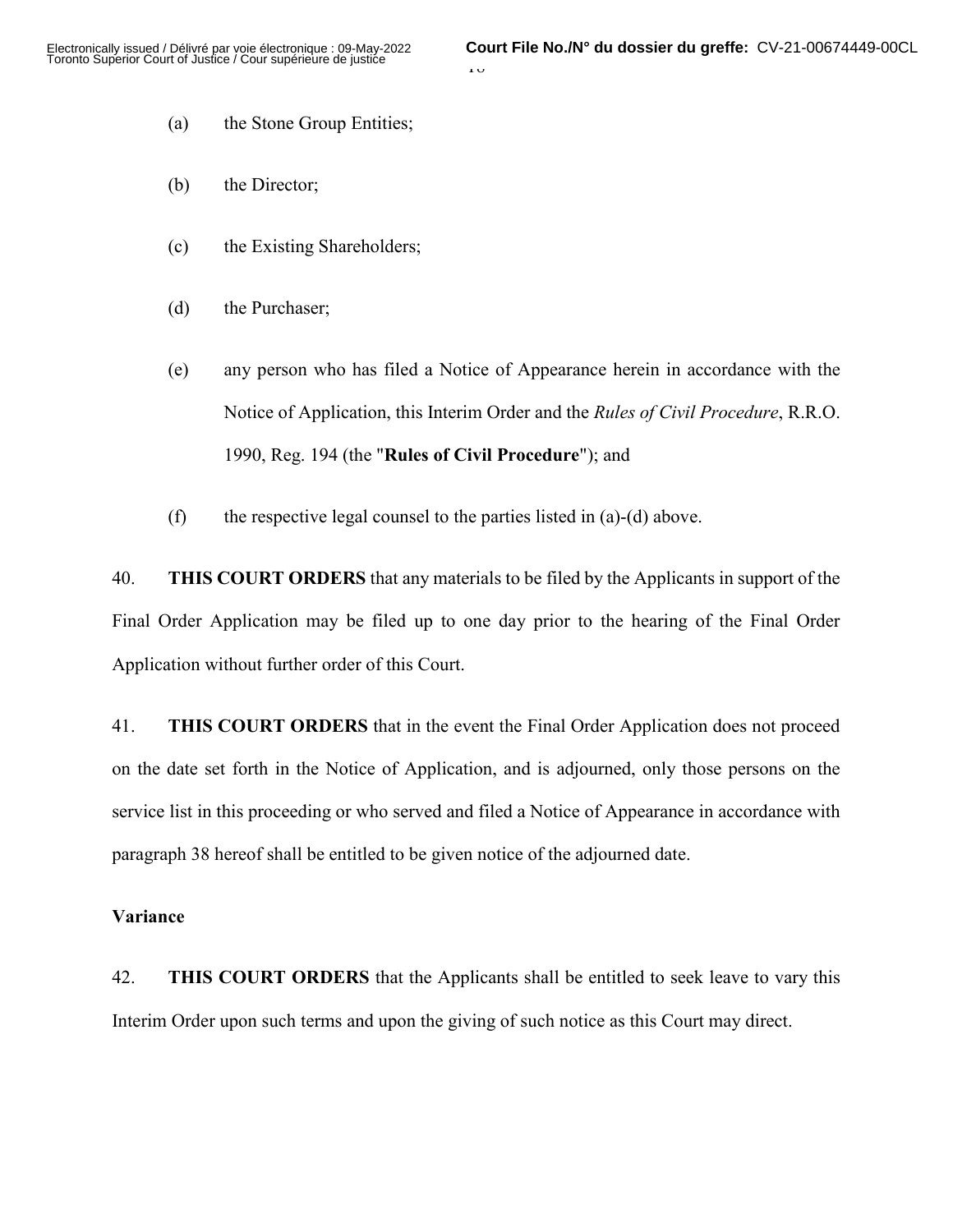(a) the Stone Group Entities;

(b) the Director;

(c) the Existing Shareholders;

(d) the Purchaser;

(e) any person who has filed a Notice of Appearance herein in accordance with the Notice of Application, this Interim Order and the *Rules of Civil Procedure*, R.R.O. 1990, Reg. 194 (the "**Rules of Civil Procedure**"); and

(f) the respective legal counsel to the parties listed in (a)-(d) above.

40. **THIS COURT ORDERS** that any materials to be filed by the Applicants in support of the Final Order Application may be filed up to one day prior to the hearing of the Final Order Application without further order of this Court.

41. **THIS COURT ORDERS** that in the event the Final Order Application does not proceed on the date set forth in the Notice of Application, and is adjourned, only those persons on the service list in this proceeding or who served and filed a Notice of Appearance in accordance with paragraph 38 hereof shall be entitled to be given notice of the adjourned date.

**Variance**

42. **THIS COURT ORDERS** that the Applicants shall be entitled to seek leave to vary this Interim Order upon such terms and upon the giving of such notice as this Court may direct.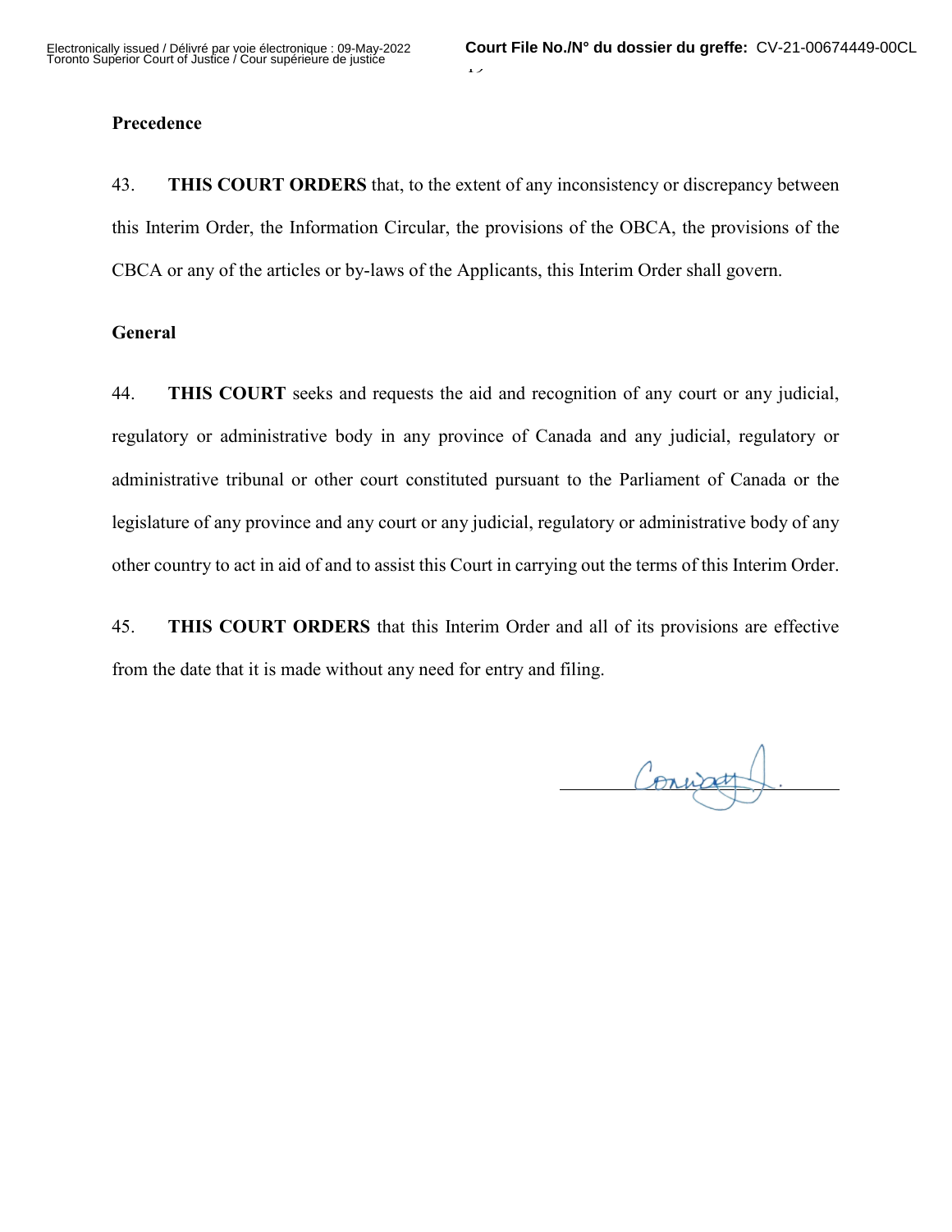**Precedence**

43. **THIS COURT ORDERS** that, to the extent of any inconsistency or discrepancy between this Interim Order, the Information Circular, the provisions of the OBCA, the provisions of the CBCA or any of the articles or by-laws of the Applicants, this Interim Order shall govern.

**General**

44. **THIS COURT** seeks and requests the aid and recognition of any court or any judicial, regulatory or administrative body in any province of Canada and any judicial, regulatory or administrative tribunal or other court constituted pursuant to the Parliament of Canada or the legislature of any province and any court or any judicial, regulatory or administrative body of any other country to act in aid of and to assist this Court in carrying out the terms of this Interim Order.

45. **THIS COURT ORDERS** that this Interim Order and all of its provisions are effective from the date that it is made without any need for entry and filing.

Conway J.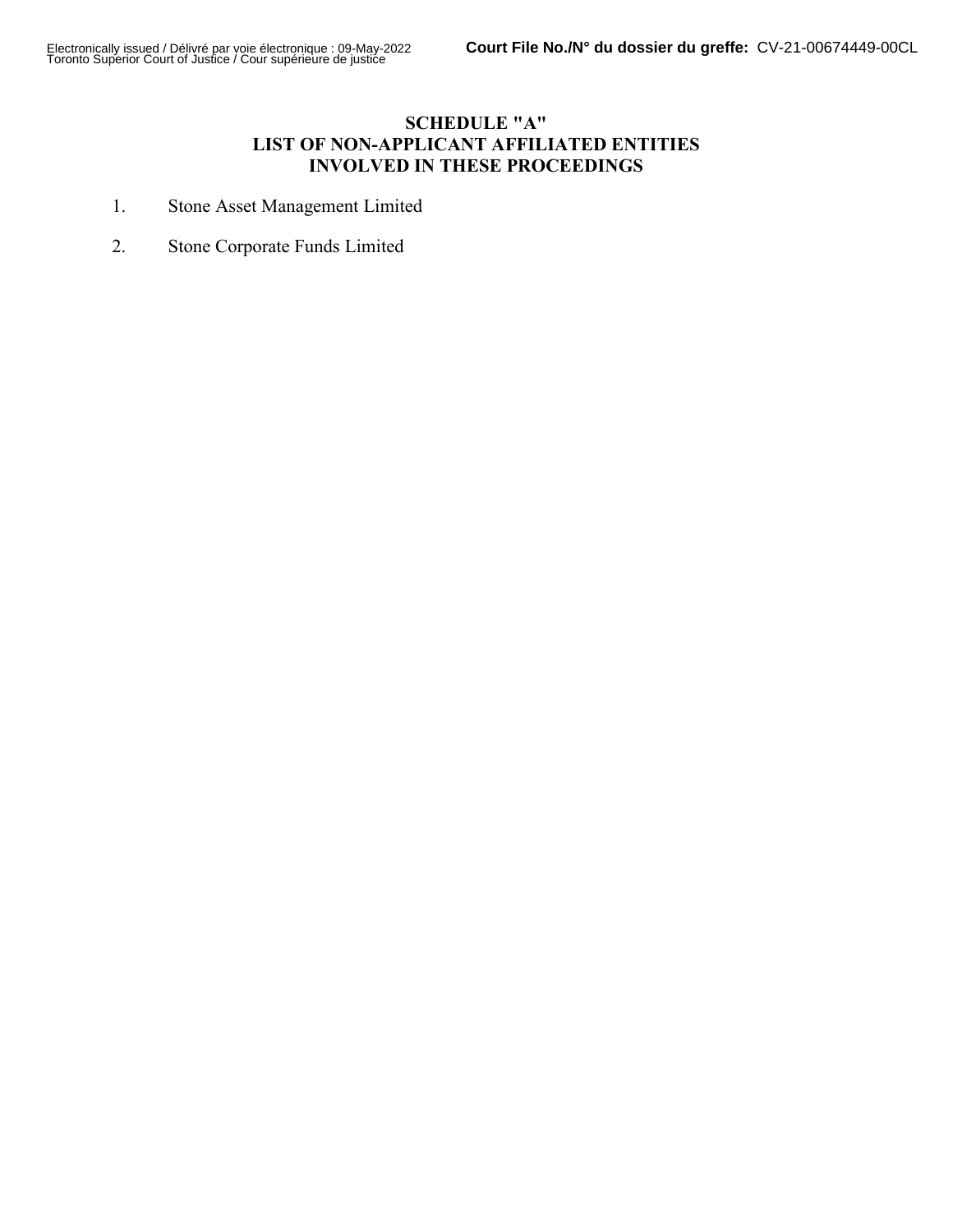# SCHEDULE "A"
# LIST OF NON-APPLICANT AFFILIATED ENTITIES INVOLVED IN THESE PROCEEDINGS

1. Stone Asset Management Limited
2. Stone Corporate Funds Limited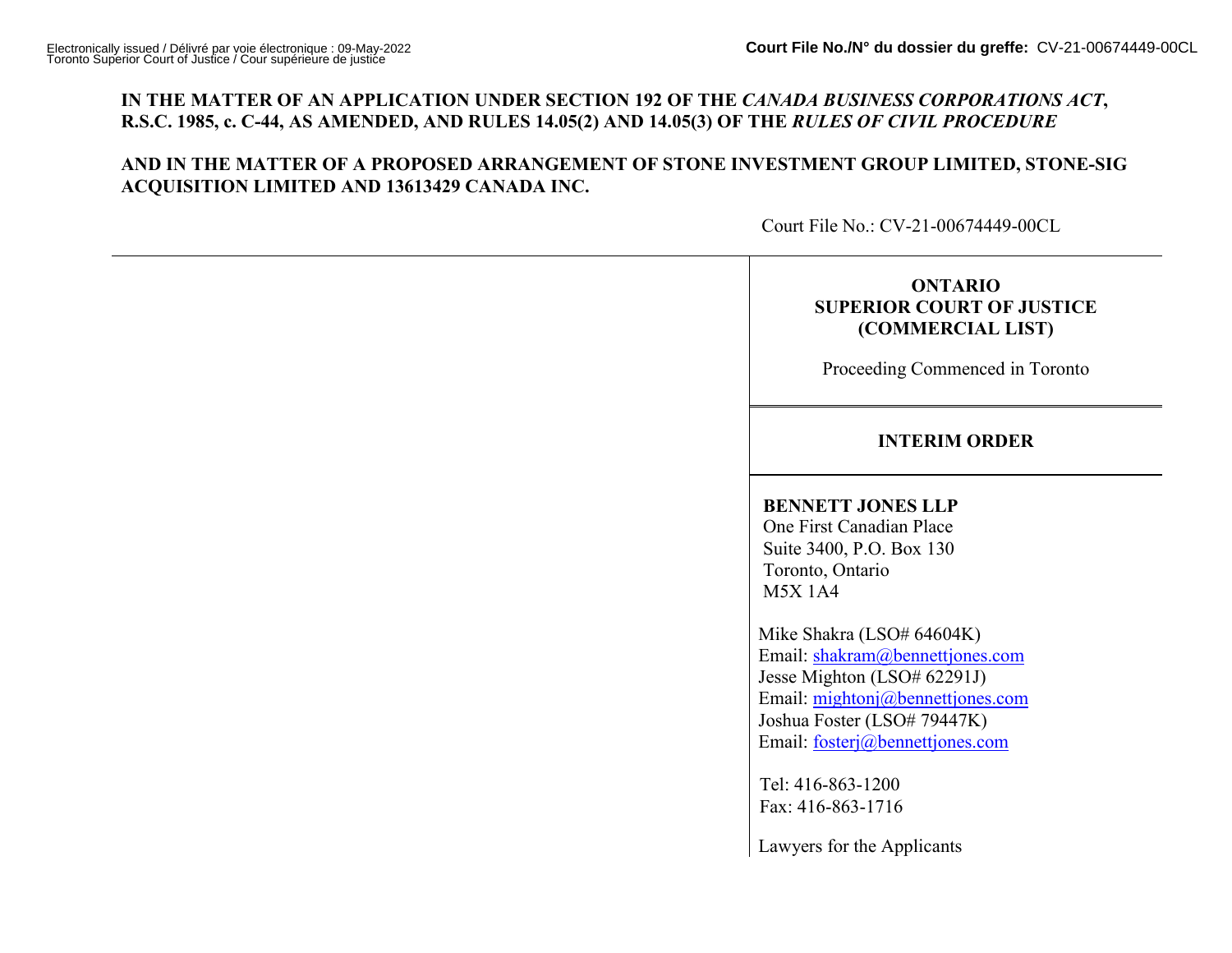Electronically issued / Délivré par voie électronique : 09-May-2022
Toronto Superior Court of Justice / Cour supérieure de justice

**Court File No./N° du dossier du greffe:** CV-21-00674449-00CL

**IN THE MATTER OF AN APPLICATION UNDER SECTION 192 OF THE *CANADA BUSINESS CORPORATIONS ACT*, R.S.C. 1985, c. C-44, AS AMENDED, AND RULES 14.05(2) AND 14.05(3) OF THE *RULES OF CIVIL PROCEDURE***

**AND IN THE MATTER OF A PROPOSED ARRANGEMENT OF STONE INVESTMENT GROUP LIMITED, STONE-SIG ACQUISITION LIMITED AND 13613429 CANADA INC.**

Court File No.: CV-21-00674449-00CL

**ONTARIO**
**SUPERIOR COURT OF JUSTICE**
**(COMMERCIAL LIST)**

Proceeding Commenced in Toronto

**INTERIM ORDER**

**BENNETT JONES LLP**
One First Canadian Place
Suite 3400, P.O. Box 130
Toronto, Ontario
M5X 1A4

Mike Shakra (LSO# 64604K)
Email: shakram@bennettjones.com
Jesse Mighton (LSO# 62291J)
Email: mightonj@bennettjones.com
Joshua Foster (LSO# 79447K)
Email: fosterj@bennettjones.com

Tel: 416-863-1200
Fax: 416-863-1716

Lawyers for the Applicants